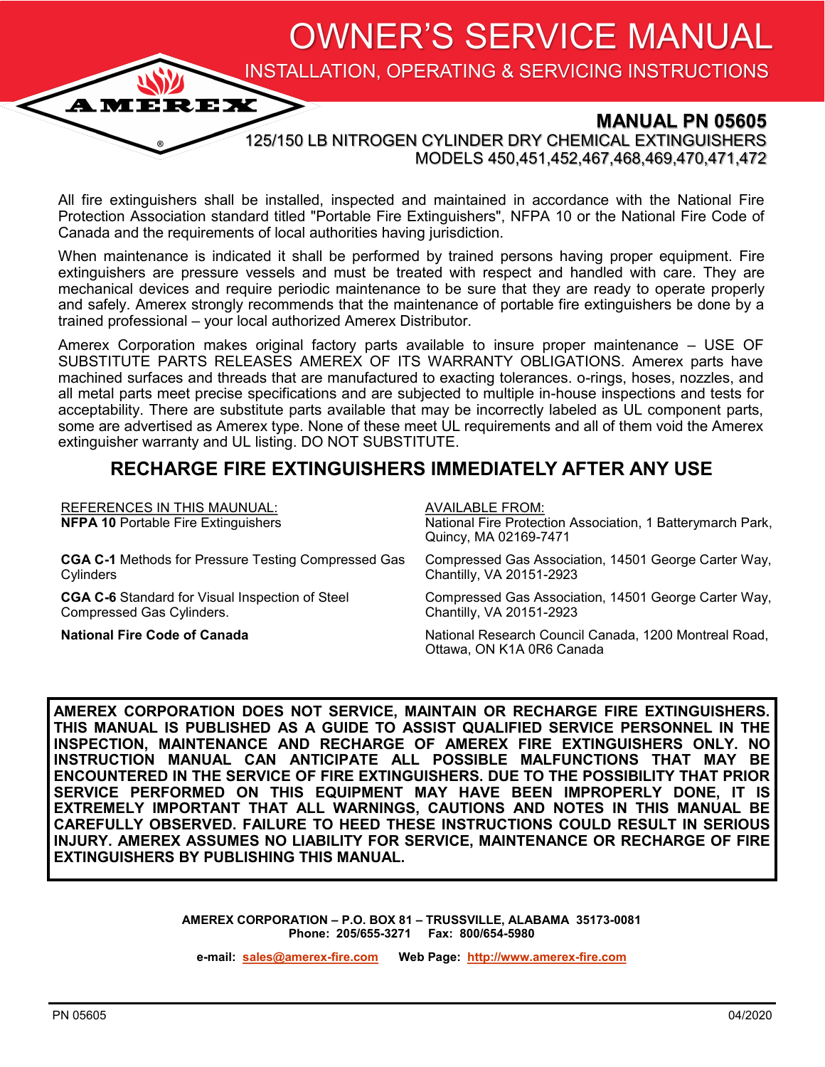# OWNER'S SERVICE MANUAL

## INSTALLATION, OPERATING & SERVICING INSTRUCTIONS

AMEREX®

## MANUAL PN 05605

### 125/150 LB NITROGEN CYLINDER DRY CHEMICAL EXTINGUISHERS
### MODELS 450,451,452,467,468,469,470,471,472

All fire extinguishers shall be installed, inspected and maintained in accordance with the National Fire Protection Association standard titled "Portable Fire Extinguishers", NFPA 10 or the National Fire Code of Canada and the requirements of local authorities having jurisdiction.

When maintenance is indicated it shall be performed by trained persons having proper equipment. Fire extinguishers are pressure vessels and must be treated with respect and handled with care. They are mechanical devices and require periodic maintenance to be sure that they are ready to operate properly and safely. Amerex strongly recommends that the maintenance of portable fire extinguishers be done by a trained professional – your local authorized Amerex Distributor.

Amerex Corporation makes original factory parts available to insure proper maintenance – USE OF SUBSTITUTE PARTS RELEASES AMEREX OF ITS WARRANTY OBLIGATIONS. Amerex parts have machined surfaces and threads that are manufactured to exacting tolerances. o-rings, hoses, nozzles, and all metal parts meet precise specifications and are subjected to multiple in-house inspections and tests for acceptability. There are substitute parts available that may be incorrectly labeled as UL component parts, some are advertised as Amerex type. None of these meet UL requirements and all of them void the Amerex extinguisher warranty and UL listing. DO NOT SUBSTITUTE.

## RECHARGE FIRE EXTINGUISHERS IMMEDIATELY AFTER ANY USE

| REFERENCES IN THIS MAUNUAL: | AVAILABLE FROM: |
|---|---|
| **NFPA 10** Portable Fire Extinguishers | National Fire Protection Association, 1 Batterymarch Park, Quincy, MA 02169-7471 |
| **CGA C-1** Methods for Pressure Testing Compressed Gas Cylinders | Compressed Gas Association, 14501 George Carter Way, Chantilly, VA 20151-2923 |
| **CGA C-6** Standard for Visual Inspection of Steel Compressed Gas Cylinders. | Compressed Gas Association, 14501 George Carter Way, Chantilly, VA 20151-2923 |
| **National Fire Code of Canada** | National Research Council Canada, 1200 Montreal Road, Ottawa, ON K1A 0R6 Canada |

**AMEREX CORPORATION DOES NOT SERVICE, MAINTAIN OR RECHARGE FIRE EXTINGUISHERS. THIS MANUAL IS PUBLISHED AS A GUIDE TO ASSIST QUALIFIED SERVICE PERSONNEL IN THE INSPECTION, MAINTENANCE AND RECHARGE OF AMEREX FIRE EXTINGUISHERS ONLY. NO INSTRUCTION MANUAL CAN ANTICIPATE ALL POSSIBLE MALFUNCTIONS THAT MAY BE ENCOUNTERED IN THE SERVICE OF FIRE EXTINGUISHERS. DUE TO THE POSSIBILITY THAT PRIOR SERVICE PERFORMED ON THIS EQUIPMENT MAY HAVE BEEN IMPROPERLY DONE, IT IS EXTREMELY IMPORTANT THAT ALL WARNINGS, CAUTIONS AND NOTES IN THIS MANUAL BE CAREFULLY OBSERVED. FAILURE TO HEED THESE INSTRUCTIONS COULD RESULT IN SERIOUS INJURY. AMEREX ASSUMES NO LIABILITY FOR SERVICE, MAINTENANCE OR RECHARGE OF FIRE EXTINGUISHERS BY PUBLISHING THIS MANUAL.**

**AMEREX CORPORATION – P.O. BOX 81 – TRUSSVILLE, ALABAMA 35173-0081**
**Phone: 205/655-3271 Fax: 800/654-5980**

**e-mail:** sales@amerex-fire.com **Web Page:** http://www.amerex-fire.com

PN 05605 04/2020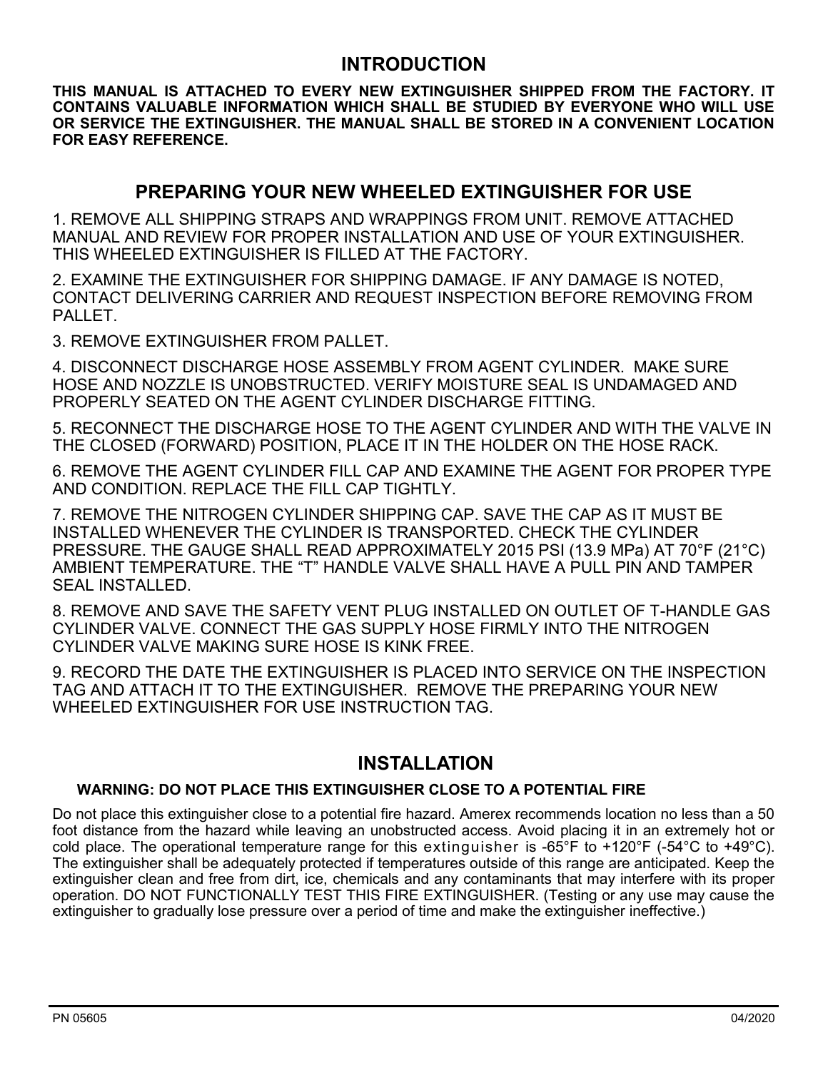## INTRODUCTION

**THIS MANUAL IS ATTACHED TO EVERY NEW EXTINGUISHER SHIPPED FROM THE FACTORY. IT CONTAINS VALUABLE INFORMATION WHICH SHALL BE STUDIED BY EVERYONE WHO WILL USE OR SERVICE THE EXTINGUISHER. THE MANUAL SHALL BE STORED IN A CONVENIENT LOCATION FOR EASY REFERENCE.**

## PREPARING YOUR NEW WHEELED EXTINGUISHER FOR USE

1. REMOVE ALL SHIPPING STRAPS AND WRAPPINGS FROM UNIT. REMOVE ATTACHED MANUAL AND REVIEW FOR PROPER INSTALLATION AND USE OF YOUR EXTINGUISHER. THIS WHEELED EXTINGUISHER IS FILLED AT THE FACTORY.

2. EXAMINE THE EXTINGUISHER FOR SHIPPING DAMAGE. IF ANY DAMAGE IS NOTED, CONTACT DELIVERING CARRIER AND REQUEST INSPECTION BEFORE REMOVING FROM PALLET.

3. REMOVE EXTINGUISHER FROM PALLET.

4. DISCONNECT DISCHARGE HOSE ASSEMBLY FROM AGENT CYLINDER. MAKE SURE HOSE AND NOZZLE IS UNOBSTRUCTED. VERIFY MOISTURE SEAL IS UNDAMAGED AND PROPERLY SEATED ON THE AGENT CYLINDER DISCHARGE FITTING.

5. RECONNECT THE DISCHARGE HOSE TO THE AGENT CYLINDER AND WITH THE VALVE IN THE CLOSED (FORWARD) POSITION, PLACE IT IN THE HOLDER ON THE HOSE RACK.

6. REMOVE THE AGENT CYLINDER FILL CAP AND EXAMINE THE AGENT FOR PROPER TYPE AND CONDITION. REPLACE THE FILL CAP TIGHTLY.

7. REMOVE THE NITROGEN CYLINDER SHIPPING CAP. SAVE THE CAP AS IT MUST BE INSTALLED WHENEVER THE CYLINDER IS TRANSPORTED. CHECK THE CYLINDER PRESSURE. THE GAUGE SHALL READ APPROXIMATELY 2015 PSI (13.9 MPa) AT 70°F (21°C) AMBIENT TEMPERATURE. THE "T" HANDLE VALVE SHALL HAVE A PULL PIN AND TAMPER SEAL INSTALLED.

8. REMOVE AND SAVE THE SAFETY VENT PLUG INSTALLED ON OUTLET OF T-HANDLE GAS CYLINDER VALVE. CONNECT THE GAS SUPPLY HOSE FIRMLY INTO THE NITROGEN CYLINDER VALVE MAKING SURE HOSE IS KINK FREE.

9. RECORD THE DATE THE EXTINGUISHER IS PLACED INTO SERVICE ON THE INSPECTION TAG AND ATTACH IT TO THE EXTINGUISHER. REMOVE THE PREPARING YOUR NEW WHEELED EXTINGUISHER FOR USE INSTRUCTION TAG.

## INSTALLATION

**WARNING: DO NOT PLACE THIS EXTINGUISHER CLOSE TO A POTENTIAL FIRE**

Do not place this extinguisher close to a potential fire hazard. Amerex recommends location no less than a 50 foot distance from the hazard while leaving an unobstructed access. Avoid placing it in an extremely hot or cold place. The operational temperature range for this extinguisher is -65°F to +120°F (-54°C to +49°C). The extinguisher shall be adequately protected if temperatures outside of this range are anticipated. Keep the extinguisher clean and free from dirt, ice, chemicals and any contaminants that may interfere with its proper operation. DO NOT FUNCTIONALLY TEST THIS FIRE EXTINGUISHER. (Testing or any use may cause the extinguisher to gradually lose pressure over a period of time and make the extinguisher ineffective.)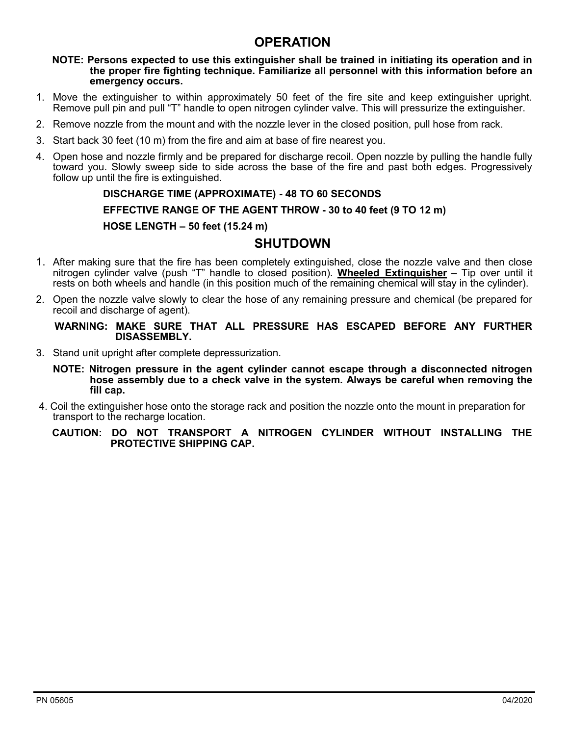## OPERATION

**NOTE: Persons expected to use this extinguisher shall be trained in initiating its operation and in the proper fire fighting technique. Familiarize all personnel with this information before an emergency occurs.**

1. Move the extinguisher to within approximately 50 feet of the fire site and keep extinguisher upright. Remove pull pin and pull "T" handle to open nitrogen cylinder valve. This will pressurize the extinguisher.
2. Remove nozzle from the mount and with the nozzle lever in the closed position, pull hose from rack.
3. Start back 30 feet (10 m) from the fire and aim at base of fire nearest you.
4. Open hose and nozzle firmly and be prepared for discharge recoil. Open nozzle by pulling the handle fully toward you. Slowly sweep side to side across the base of the fire and past both edges. Progressively follow up until the fire is extinguished.

**DISCHARGE TIME (APPROXIMATE) - 48 TO 60 SECONDS**

**EFFECTIVE RANGE OF THE AGENT THROW - 30 to 40 feet (9 TO 12 m)**

**HOSE LENGTH – 50 feet (15.24 m)**

## SHUTDOWN

1. After making sure that the fire has been completely extinguished, close the nozzle valve and then close nitrogen cylinder valve (push "T" handle to closed position). **Wheeled Extinguisher** – Tip over until it rests on both wheels and handle (in this position much of the remaining chemical will stay in the cylinder).
2. Open the nozzle valve slowly to clear the hose of any remaining pressure and chemical (be prepared for recoil and discharge of agent).

   **WARNING: MAKE SURE THAT ALL PRESSURE HAS ESCAPED BEFORE ANY FURTHER DISASSEMBLY.**

3. Stand unit upright after complete depressurization.

   **NOTE: Nitrogen pressure in the agent cylinder cannot escape through a disconnected nitrogen hose assembly due to a check valve in the system. Always be careful when removing the fill cap.**

4. Coil the extinguisher hose onto the storage rack and position the nozzle onto the mount in preparation for transport to the recharge location.

   **CAUTION: DO NOT TRANSPORT A NITROGEN CYLINDER WITHOUT INSTALLING THE PROTECTIVE SHIPPING CAP.**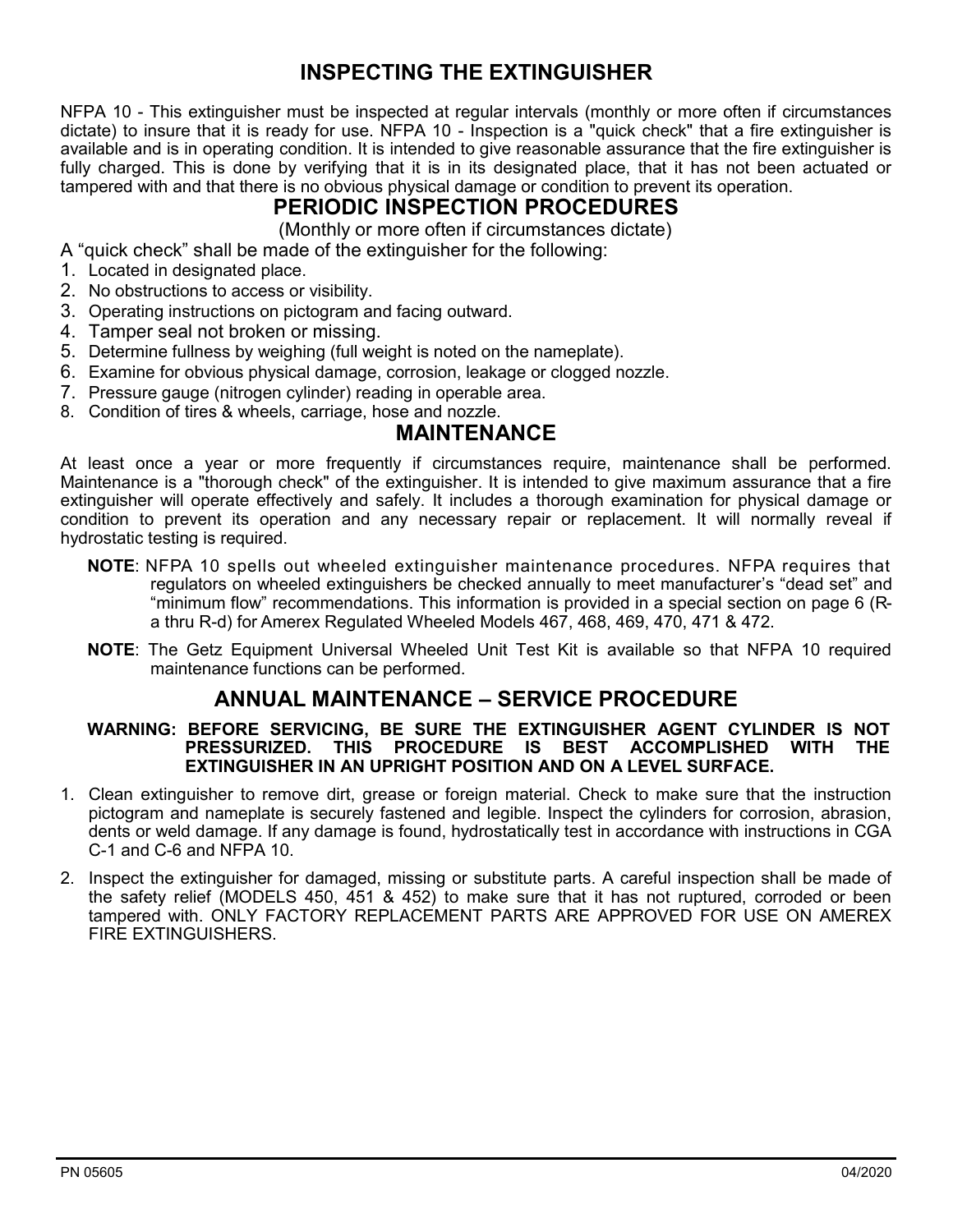## INSPECTING THE EXTINGUISHER

NFPA 10 - This extinguisher must be inspected at regular intervals (monthly or more often if circumstances dictate) to insure that it is ready for use. NFPA 10 - Inspection is a "quick check" that a fire extinguisher is available and is in operating condition. It is intended to give reasonable assurance that the fire extinguisher is fully charged. This is done by verifying that it is in its designated place, that it has not been actuated or tampered with and that there is no obvious physical damage or condition to prevent its operation.

## PERIODIC INSPECTION PROCEDURES

(Monthly or more often if circumstances dictate)

A "quick check" shall be made of the extinguisher for the following:

1. Located in designated place.
2. No obstructions to access or visibility.
3. Operating instructions on pictogram and facing outward.
4. Tamper seal not broken or missing.
5. Determine fullness by weighing (full weight is noted on the nameplate).
6. Examine for obvious physical damage, corrosion, leakage or clogged nozzle.
7. Pressure gauge (nitrogen cylinder) reading in operable area.
8. Condition of tires & wheels, carriage, hose and nozzle.

## MAINTENANCE

At least once a year or more frequently if circumstances require, maintenance shall be performed. Maintenance is a "thorough check" of the extinguisher. It is intended to give maximum assurance that a fire extinguisher will operate effectively and safely. It includes a thorough examination for physical damage or condition to prevent its operation and any necessary repair or replacement. It will normally reveal if hydrostatic testing is required.

**NOTE**: NFPA 10 spells out wheeled extinguisher maintenance procedures. NFPA requires that regulators on wheeled extinguishers be checked annually to meet manufacturer's "dead set" and "minimum flow" recommendations. This information is provided in a special section on page 6 (R-a thru R-d) for Amerex Regulated Wheeled Models 467, 468, 469, 470, 471 & 472.

**NOTE**: The Getz Equipment Universal Wheeled Unit Test Kit is available so that NFPA 10 required maintenance functions can be performed.

## ANNUAL MAINTENANCE – SERVICE PROCEDURE

**WARNING: BEFORE SERVICING, BE SURE THE EXTINGUISHER AGENT CYLINDER IS NOT PRESSURIZED. THIS PROCEDURE IS BEST ACCOMPLISHED WITH THE EXTINGUISHER IN AN UPRIGHT POSITION AND ON A LEVEL SURFACE.**

1. Clean extinguisher to remove dirt, grease or foreign material. Check to make sure that the instruction pictogram and nameplate is securely fastened and legible. Inspect the cylinders for corrosion, abrasion, dents or weld damage. If any damage is found, hydrostatically test in accordance with instructions in CGA C-1 and C-6 and NFPA 10.
2. Inspect the extinguisher for damaged, missing or substitute parts. A careful inspection shall be made of the safety relief (MODELS 450, 451 & 452) to make sure that it has not ruptured, corroded or been tampered with. ONLY FACTORY REPLACEMENT PARTS ARE APPROVED FOR USE ON AMEREX FIRE EXTINGUISHERS.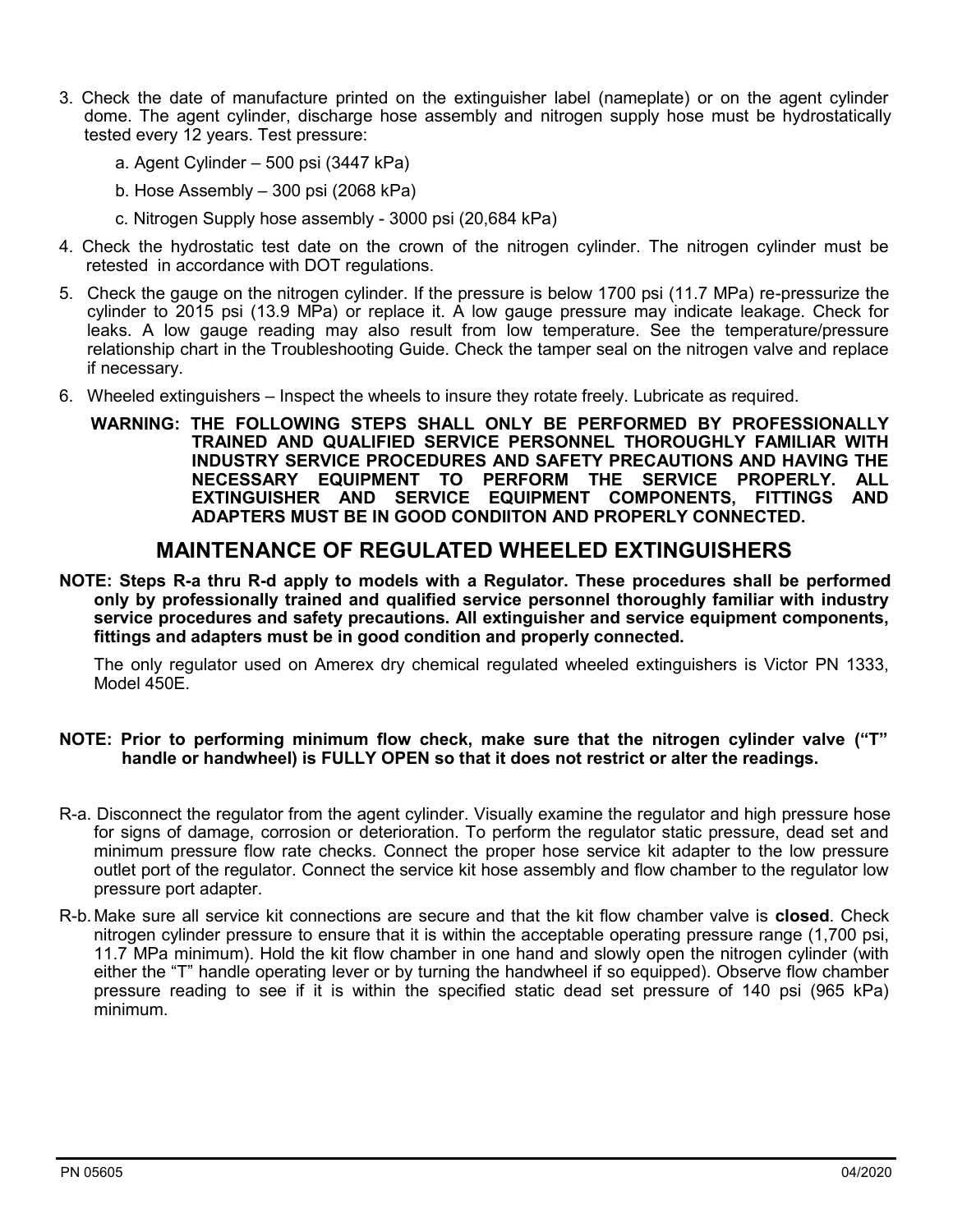3. Check the date of manufacture printed on the extinguisher label (nameplate) or on the agent cylinder dome. The agent cylinder, discharge hose assembly and nitrogen supply hose must be hydrostatically tested every 12 years. Test pressure:

    a. Agent Cylinder – 500 psi (3447 kPa)

    b. Hose Assembly – 300 psi (2068 kPa)

    c. Nitrogen Supply hose assembly - 3000 psi (20,684 kPa)

4. Check the hydrostatic test date on the crown of the nitrogen cylinder. The nitrogen cylinder must be retested in accordance with DOT regulations.

5. Check the gauge on the nitrogen cylinder. If the pressure is below 1700 psi (11.7 MPa) re-pressurize the cylinder to 2015 psi (13.9 MPa) or replace it. A low gauge pressure may indicate leakage. Check for leaks. A low gauge reading may also result from low temperature. See the temperature/pressure relationship chart in the Troubleshooting Guide. Check the tamper seal on the nitrogen valve and replace if necessary.

6. Wheeled extinguishers – Inspect the wheels to insure they rotate freely. Lubricate as required.

    **WARNING: THE FOLLOWING STEPS SHALL ONLY BE PERFORMED BY PROFESSIONALLY TRAINED AND QUALIFIED SERVICE PERSONNEL THOROUGHLY FAMILIAR WITH INDUSTRY SERVICE PROCEDURES AND SAFETY PRECAUTIONS AND HAVING THE NECESSARY EQUIPMENT TO PERFORM THE SERVICE PROPERLY. ALL EXTINGUISHER AND SERVICE EQUIPMENT COMPONENTS, FITTINGS AND ADAPTERS MUST BE IN GOOD CONDIITON AND PROPERLY CONNECTED.**

## MAINTENANCE OF REGULATED WHEELED EXTINGUISHERS

**NOTE: Steps R-a thru R-d apply to models with a Regulator. These procedures shall be performed only by professionally trained and qualified service personnel thoroughly familiar with industry service procedures and safety precautions. All extinguisher and service equipment components, fittings and adapters must be in good condition and properly connected.**

The only regulator used on Amerex dry chemical regulated wheeled extinguishers is Victor PN 1333, Model 450E.

**NOTE: Prior to performing minimum flow check, make sure that the nitrogen cylinder valve ("T" handle or handwheel) is FULLY OPEN so that it does not restrict or alter the readings.**

R-a. Disconnect the regulator from the agent cylinder. Visually examine the regulator and high pressure hose for signs of damage, corrosion or deterioration. To perform the regulator static pressure, dead set and minimum pressure flow rate checks. Connect the proper hose service kit adapter to the low pressure outlet port of the regulator. Connect the service kit hose assembly and flow chamber to the regulator low pressure port adapter.

R-b. Make sure all service kit connections are secure and that the kit flow chamber valve is **closed**. Check nitrogen cylinder pressure to ensure that it is within the acceptable operating pressure range (1,700 psi, 11.7 MPa minimum). Hold the kit flow chamber in one hand and slowly open the nitrogen cylinder (with either the "T" handle operating lever or by turning the handwheel if so equipped). Observe flow chamber pressure reading to see if it is within the specified static dead set pressure of 140 psi (965 kPa) minimum.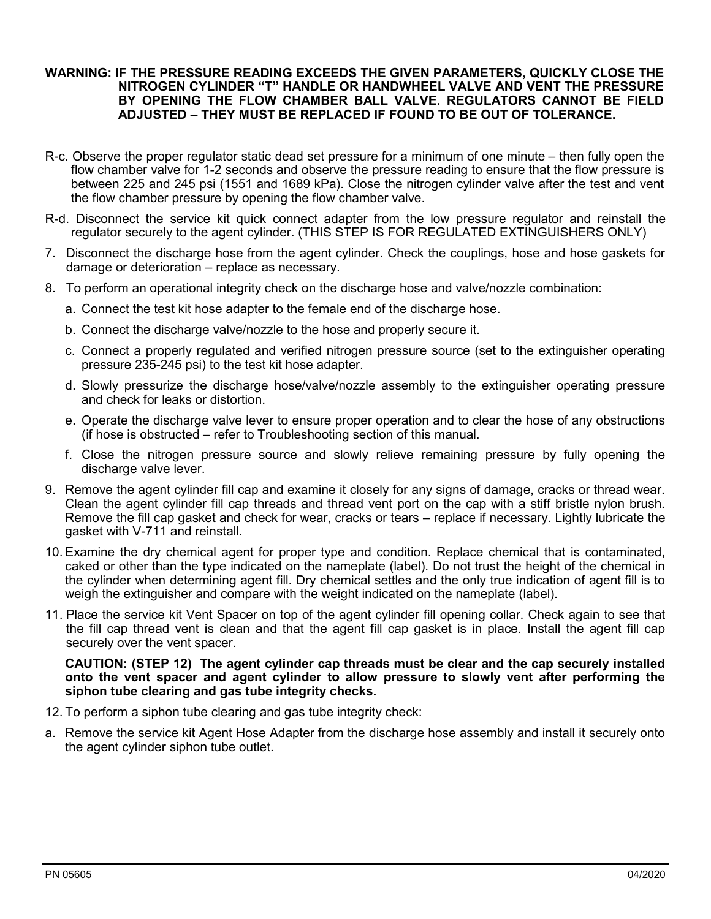**WARNING: IF THE PRESSURE READING EXCEEDS THE GIVEN PARAMETERS, QUICKLY CLOSE THE NITROGEN CYLINDER "T" HANDLE OR HANDWHEEL VALVE AND VENT THE PRESSURE BY OPENING THE FLOW CHAMBER BALL VALVE. REGULATORS CANNOT BE FIELD ADJUSTED – THEY MUST BE REPLACED IF FOUND TO BE OUT OF TOLERANCE.**

R-c. Observe the proper regulator static dead set pressure for a minimum of one minute – then fully open the flow chamber valve for 1-2 seconds and observe the pressure reading to ensure that the flow pressure is between 225 and 245 psi (1551 and 1689 kPa). Close the nitrogen cylinder valve after the test and vent the flow chamber pressure by opening the flow chamber valve.

R-d. Disconnect the service kit quick connect adapter from the low pressure regulator and reinstall the regulator securely to the agent cylinder. (THIS STEP IS FOR REGULATED EXTINGUISHERS ONLY)

7. Disconnect the discharge hose from the agent cylinder. Check the couplings, hose and hose gaskets for damage or deterioration – replace as necessary.
8. To perform an operational integrity check on the discharge hose and valve/nozzle combination:
   a. Connect the test kit hose adapter to the female end of the discharge hose.
   b. Connect the discharge valve/nozzle to the hose and properly secure it.
   c. Connect a properly regulated and verified nitrogen pressure source (set to the extinguisher operating pressure 235-245 psi) to the test kit hose adapter.
   d. Slowly pressurize the discharge hose/valve/nozzle assembly to the extinguisher operating pressure and check for leaks or distortion.
   e. Operate the discharge valve lever to ensure proper operation and to clear the hose of any obstructions (if hose is obstructed – refer to Troubleshooting section of this manual.
   f. Close the nitrogen pressure source and slowly relieve remaining pressure by fully opening the discharge valve lever.
9. Remove the agent cylinder fill cap and examine it closely for any signs of damage, cracks or thread wear. Clean the agent cylinder fill cap threads and thread vent port on the cap with a stiff bristle nylon brush. Remove the fill cap gasket and check for wear, cracks or tears – replace if necessary. Lightly lubricate the gasket with V-711 and reinstall.
10. Examine the dry chemical agent for proper type and condition. Replace chemical that is contaminated, caked or other than the type indicated on the nameplate (label). Do not trust the height of the chemical in the cylinder when determining agent fill. Dry chemical settles and the only true indication of agent fill is to weigh the extinguisher and compare with the weight indicated on the nameplate (label).
11. Place the service kit Vent Spacer on top of the agent cylinder fill opening collar. Check again to see that the fill cap thread vent is clean and that the agent fill cap gasket is in place. Install the agent fill cap securely over the vent spacer.

**CAUTION: (STEP 12) The agent cylinder cap threads must be clear and the cap securely installed onto the vent spacer and agent cylinder to allow pressure to slowly vent after performing the siphon tube clearing and gas tube integrity checks.**

12. To perform a siphon tube clearing and gas tube integrity check:

a. Remove the service kit Agent Hose Adapter from the discharge hose assembly and install it securely onto the agent cylinder siphon tube outlet.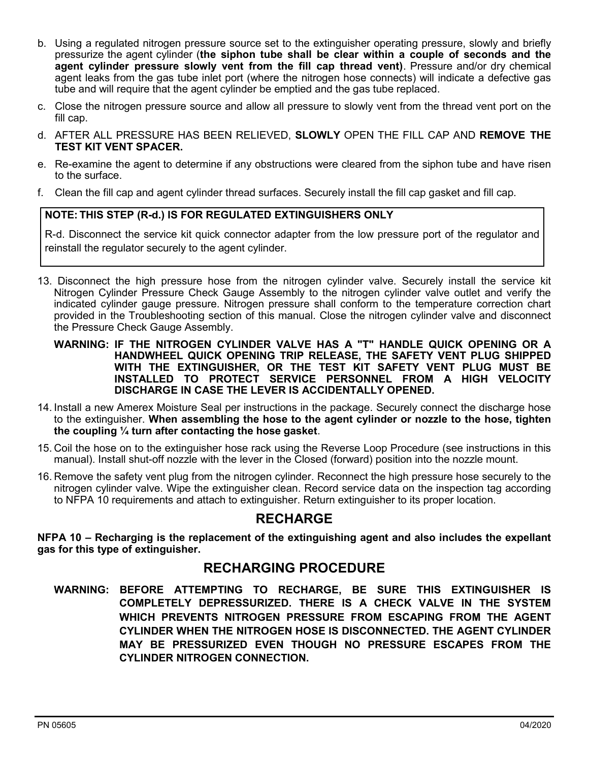b. Using a regulated nitrogen pressure source set to the extinguisher operating pressure, slowly and briefly pressurize the agent cylinder (**the siphon tube shall be clear within a couple of seconds and the agent cylinder pressure slowly vent from the fill cap thread vent)**. Pressure and/or dry chemical agent leaks from the gas tube inlet port (where the nitrogen hose connects) will indicate a defective gas tube and will require that the agent cylinder be emptied and the gas tube replaced.

c. Close the nitrogen pressure source and allow all pressure to slowly vent from the thread vent port on the fill cap.

d. AFTER ALL PRESSURE HAS BEEN RELIEVED, **SLOWLY** OPEN THE FILL CAP AND **REMOVE THE TEST KIT VENT SPACER.**

e. Re-examine the agent to determine if any obstructions were cleared from the siphon tube and have risen to the surface.

f. Clean the fill cap and agent cylinder thread surfaces. Securely install the fill cap gasket and fill cap.

> **NOTE: THIS STEP (R-d.) IS FOR REGULATED EXTINGUISHERS ONLY**
>
> R-d. Disconnect the service kit quick connector adapter from the low pressure port of the regulator and reinstall the regulator securely to the agent cylinder.

13. Disconnect the high pressure hose from the nitrogen cylinder valve. Securely install the service kit Nitrogen Cylinder Pressure Check Gauge Assembly to the nitrogen cylinder valve outlet and verify the indicated cylinder gauge pressure. Nitrogen pressure shall conform to the temperature correction chart provided in the Troubleshooting section of this manual. Close the nitrogen cylinder valve and disconnect the Pressure Check Gauge Assembly.

    **WARNING: IF THE NITROGEN CYLINDER VALVE HAS A "T" HANDLE QUICK OPENING OR A HANDWHEEL QUICK OPENING TRIP RELEASE, THE SAFETY VENT PLUG SHIPPED WITH THE EXTINGUISHER, OR THE TEST KIT SAFETY VENT PLUG MUST BE INSTALLED TO PROTECT SERVICE PERSONNEL FROM A HIGH VELOCITY DISCHARGE IN CASE THE LEVER IS ACCIDENTALLY OPENED.**

14. Install a new Amerex Moisture Seal per instructions in the package. Securely connect the discharge hose to the extinguisher. **When assembling the hose to the agent cylinder or nozzle to the hose, tighten the coupling ¼ turn after contacting the hose gasket**.

15. Coil the hose on to the extinguisher hose rack using the Reverse Loop Procedure (see instructions in this manual). Install shut-off nozzle with the lever in the Closed (forward) position into the nozzle mount.

16. Remove the safety vent plug from the nitrogen cylinder. Reconnect the high pressure hose securely to the nitrogen cylinder valve. Wipe the extinguisher clean. Record service data on the inspection tag according to NFPA 10 requirements and attach to extinguisher. Return extinguisher to its proper location.

## RECHARGE

**NFPA 10 – Recharging is the replacement of the extinguishing agent and also includes the expellant gas for this type of extinguisher.**

## RECHARGING PROCEDURE

**WARNING: BEFORE ATTEMPTING TO RECHARGE, BE SURE THIS EXTINGUISHER IS COMPLETELY DEPRESSURIZED. THERE IS A CHECK VALVE IN THE SYSTEM WHICH PREVENTS NITROGEN PRESSURE FROM ESCAPING FROM THE AGENT CYLINDER WHEN THE NITROGEN HOSE IS DISCONNECTED. THE AGENT CYLINDER MAY BE PRESSURIZED EVEN THOUGH NO PRESSURE ESCAPES FROM THE CYLINDER NITROGEN CONNECTION.**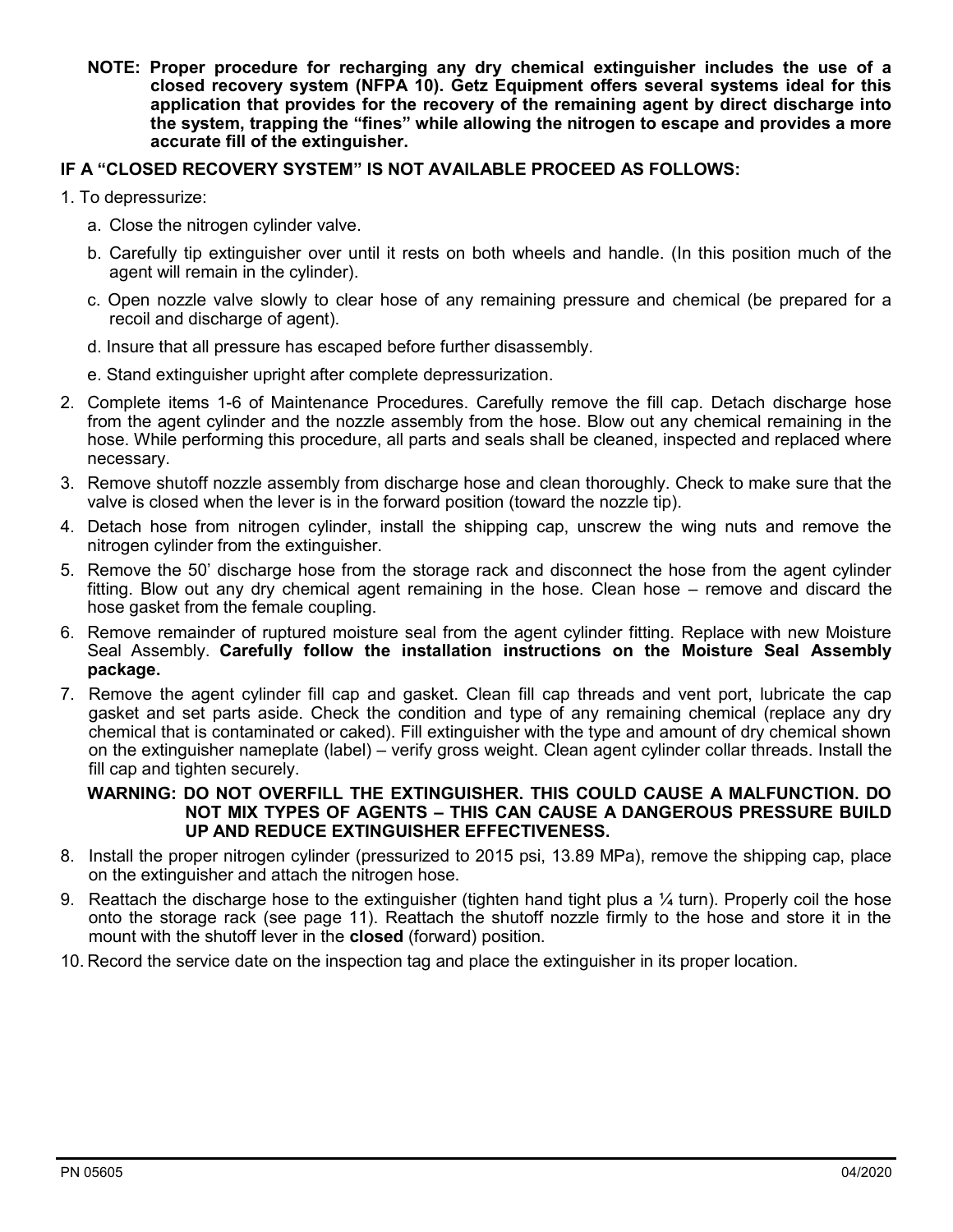**NOTE: Proper procedure for recharging any dry chemical extinguisher includes the use of a closed recovery system (NFPA 10). Getz Equipment offers several systems ideal for this application that provides for the recovery of the remaining agent by direct discharge into the system, trapping the "fines" while allowing the nitrogen to escape and provides a more accurate fill of the extinguisher.**

**IF A "CLOSED RECOVERY SYSTEM" IS NOT AVAILABLE PROCEED AS FOLLOWS:**

1. To depressurize:
   a. Close the nitrogen cylinder valve.
   b. Carefully tip extinguisher over until it rests on both wheels and handle. (In this position much of the agent will remain in the cylinder).
   c. Open nozzle valve slowly to clear hose of any remaining pressure and chemical (be prepared for a recoil and discharge of agent).
   d. Insure that all pressure has escaped before further disassembly.
   e. Stand extinguisher upright after complete depressurization.
2. Complete items 1-6 of Maintenance Procedures. Carefully remove the fill cap. Detach discharge hose from the agent cylinder and the nozzle assembly from the hose. Blow out any chemical remaining in the hose. While performing this procedure, all parts and seals shall be cleaned, inspected and replaced where necessary.
3. Remove shutoff nozzle assembly from discharge hose and clean thoroughly. Check to make sure that the valve is closed when the lever is in the forward position (toward the nozzle tip).
4. Detach hose from nitrogen cylinder, install the shipping cap, unscrew the wing nuts and remove the nitrogen cylinder from the extinguisher.
5. Remove the 50' discharge hose from the storage rack and disconnect the hose from the agent cylinder fitting. Blow out any dry chemical agent remaining in the hose. Clean hose – remove and discard the hose gasket from the female coupling.
6. Remove remainder of ruptured moisture seal from the agent cylinder fitting. Replace with new Moisture Seal Assembly. **Carefully follow the installation instructions on the Moisture Seal Assembly package.**
7. Remove the agent cylinder fill cap and gasket. Clean fill cap threads and vent port, lubricate the cap gasket and set parts aside. Check the condition and type of any remaining chemical (replace any dry chemical that is contaminated or caked). Fill extinguisher with the type and amount of dry chemical shown on the extinguisher nameplate (label) – verify gross weight. Clean agent cylinder collar threads. Install the fill cap and tighten securely.

   **WARNING: DO NOT OVERFILL THE EXTINGUISHER. THIS COULD CAUSE A MALFUNCTION. DO NOT MIX TYPES OF AGENTS – THIS CAN CAUSE A DANGEROUS PRESSURE BUILD UP AND REDUCE EXTINGUISHER EFFECTIVENESS.**

8. Install the proper nitrogen cylinder (pressurized to 2015 psi, 13.89 MPa), remove the shipping cap, place on the extinguisher and attach the nitrogen hose.
9. Reattach the discharge hose to the extinguisher (tighten hand tight plus a ¼ turn). Properly coil the hose onto the storage rack (see page 11). Reattach the shutoff nozzle firmly to the hose and store it in the mount with the shutoff lever in the **closed** (forward) position.
10. Record the service date on the inspection tag and place the extinguisher in its proper location.

PN 05605 04/2020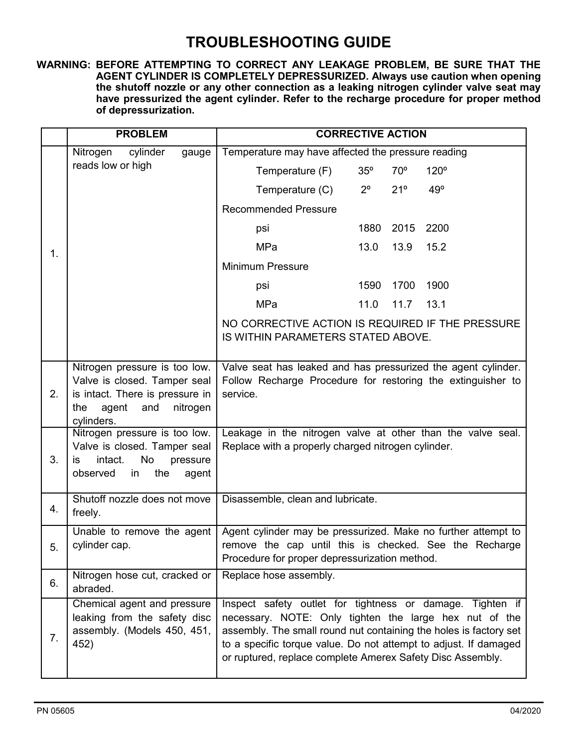# TROUBLESHOOTING GUIDE

**WARNING: BEFORE ATTEMPTING TO CORRECT ANY LEAKAGE PROBLEM, BE SURE THAT THE AGENT CYLINDER IS COMPLETELY DEPRESSURIZED. Always use caution when opening the shutoff nozzle or any other connection as a leaking nitrogen cylinder valve seat may have pressurized the agent cylinder. Refer to the recharge procedure for proper method of depressurization.**

| | PROBLEM | CORRECTIVE ACTION |
|---|---|---|
| 1. | Nitrogen cylinder gauge reads low or high | Temperature may have affected the pressure reading<br><br>Temperature (F) 35º 70º 120º<br>Temperature (C) 2º 21º 49º<br><br>Recommended Pressure<br>psi 1880 2015 2200<br>MPa 13.0 13.9 15.2<br><br>Minimum Pressure<br>psi 1590 1700 1900<br>MPa 11.0 11.7 13.1<br><br>NO CORRECTIVE ACTION IS REQUIRED IF THE PRESSURE IS WITHIN PARAMETERS STATED ABOVE. |
| 2. | Nitrogen pressure is too low. Valve is closed. Tamper seal is intact. There is pressure in the agent and nitrogen cylinders. | Valve seat has leaked and has pressurized the agent cylinder. Follow Recharge Procedure for restoring the extinguisher to service. |
| 3. | Nitrogen pressure is too low. Valve is closed. Tamper seal is intact. No pressure observed in the agent | Leakage in the nitrogen valve at other than the valve seal. Replace with a properly charged nitrogen cylinder. |
| 4. | Shutoff nozzle does not move freely. | Disassemble, clean and lubricate. |
| 5. | Unable to remove the agent cylinder cap. | Agent cylinder may be pressurized. Make no further attempt to remove the cap until this is checked. See the Recharge Procedure for proper depressurization method. |
| 6. | Nitrogen hose cut, cracked or abraded. | Replace hose assembly. |
| 7. | Chemical agent and pressure leaking from the safety disc assembly. (Models 450, 451, 452) | Inspect safety outlet for tightness or damage. Tighten if necessary. NOTE: Only tighten the large hex nut of the assembly. The small round nut containing the holes is factory set to a specific torque value. Do not attempt to adjust. If damaged or ruptured, replace complete Amerex Safety Disc Assembly. |

PN 05605 04/2020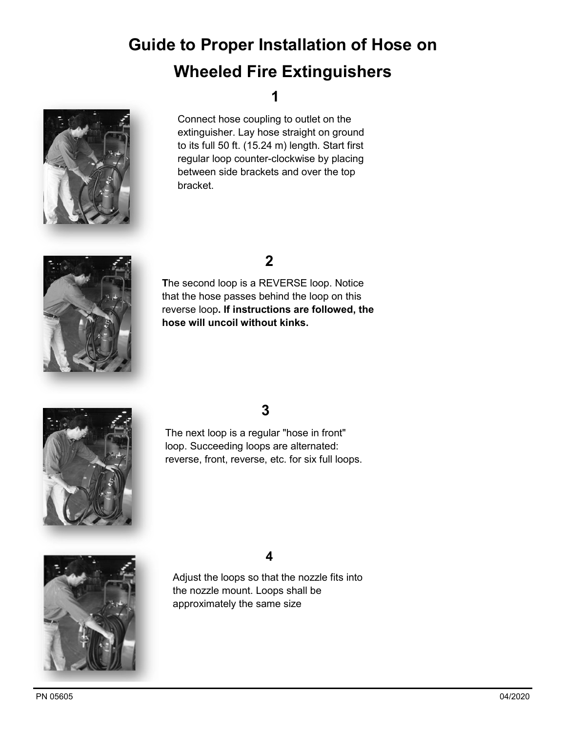# Guide to Proper Installation of Hose on Wheeled Fire Extinguishers

## 1

Connect hose coupling to outlet on the extinguisher. Lay hose straight on ground to its full 50 ft. (15.24 m) length. Start first regular loop counter-clockwise by placing between side brackets and over the top bracket.

## 2

**T**he second loop is a REVERSE loop. Notice that the hose passes behind the loop on this reverse loop**. If instructions are followed, the hose will uncoil without kinks.**

## 3

The next loop is a regular "hose in front" loop. Succeeding loops are alternated: reverse, front, reverse, etc. for six full loops.

## 4

Adjust the loops so that the nozzle fits into the nozzle mount. Loops shall be approximately the same size

PN 05605 04/2020